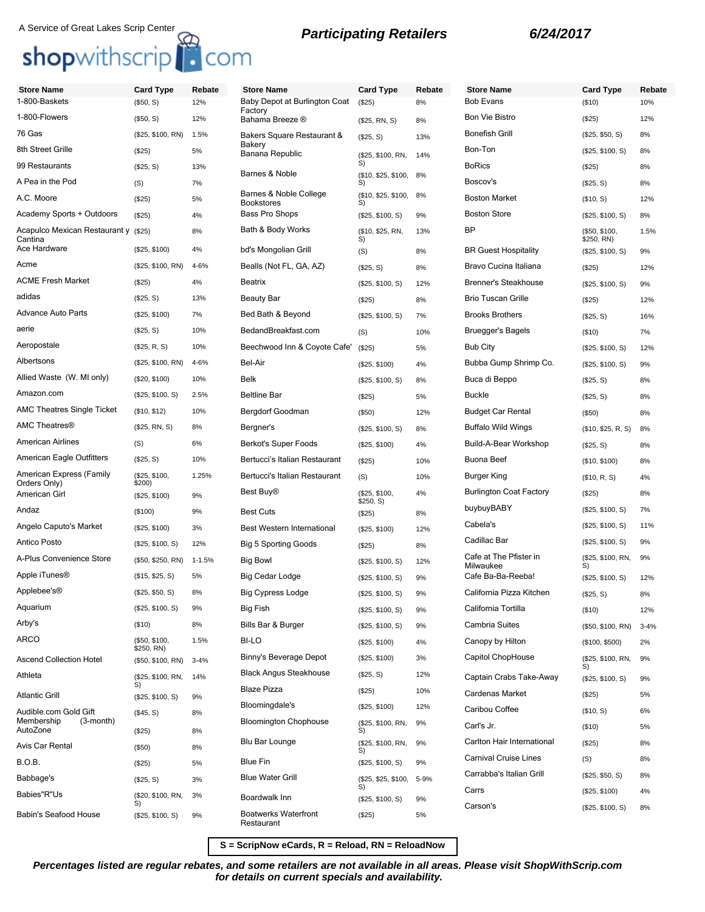A Service of Great Lakes Scrip Center

shopwithscrip.com

## Participating Retailers

**6/24/2017**

| Store Name | Card Type | Rebate |
|---|---|---|
| 1-800-Baskets | ($50, S) | 12% |
| 1-800-Flowers | ($50, S) | 12% |
| 76 Gas | ($25, $100, RN) | 1.5% |
| 8th Street Grille | ($25) | 5% |
| 99 Restaurants | ($25, S) | 13% |
| A Pea in the Pod | (S) | 7% |
| A.C. Moore | ($25) | 5% |
| Academy Sports + Outdoors | ($25) | 4% |
| Acapulco Mexican Restaurant y Cantina | ($25) | 8% |
| Ace Hardware | ($25, $100) | 4% |
| Acme | ($25, $100, RN) | 4-6% |
| ACME Fresh Market | ($25) | 4% |
| adidas | ($25, S) | 13% |
| Advance Auto Parts | ($25, $100) | 7% |
| aerie | ($25, S) | 10% |
| Aeropostale | ($25, R, S) | 10% |
| Albertsons | ($25, $100, RN) | 4-6% |
| Allied Waste (W. MI only) | ($20, $100) | 10% |
| Amazon.com | ($25, $100, S) | 2.5% |
| AMC Theatres Single Ticket | ($10, $12) | 10% |
| AMC Theatres® | ($25, RN, S) | 8% |
| American Airlines | (S) | 6% |
| American Eagle Outfitters | ($25, S) | 10% |
| American Express (Family Orders Only) | ($25, $100, $200) | 1.25% |
| American Girl | ($25, $100) | 9% |
| Andaz | ($100) | 9% |
| Angelo Caputo's Market | ($25, $100) | 3% |
| Antico Posto | ($25, $100, S) | 12% |
| A-Plus Convenience Store | ($50, $250, RN) | 1-1.5% |
| Apple iTunes® | ($15, $25, S) | 5% |
| Applebee's® | ($25, $50, S) | 8% |
| Aquarium | ($25, $100, S) | 9% |
| Arby's | ($10) | 8% |
| ARCO | ($50, $100, $250, RN) | 1.5% |
| Ascend Collection Hotel | ($50, $100, RN) | 3-4% |
| Athleta | ($25, $100, RN, S) | 14% |
| Atlantic Grill | ($25, $100, S) | 9% |
| Audible.com Gold Gift Membership (3-month) | ($45, S) | 8% |
| AutoZone | ($25) | 8% |
| Avis Car Rental | ($50) | 8% |
| B.O.B. | ($25) | 5% |
| Babbage's | ($25, S) | 3% |
| Babies"R"Us | ($20, $100, RN, S) | 3% |
| Babin's Seafood House | ($25, $100, S) | 9% |
| Baby Depot at Burlington Coat Factory | ($25) | 8% |
| Bahama Breeze ® | ($25, RN, S) | 8% |
| Bakers Square Restaurant & Bakery | ($25, S) | 13% |
| Banana Republic | ($25, $100, RN, S) | 14% |
| Barnes & Noble | ($10, $25, $100, S) | 8% |
| Barnes & Noble College Bookstores | ($10, $25, $100, S) | 8% |
| Bass Pro Shops | ($25, $100, S) | 9% |
| Bath & Body Works | ($10, $25, RN, S) | 13% |
| bd's Mongolian Grill | (S) | 8% |
| Bealls (Not FL, GA, AZ) | ($25, S) | 8% |
| Beatrix | ($25, $100, S) | 12% |
| Beauty Bar | ($25) | 8% |
| Bed Bath & Beyond | ($25, $100, S) | 7% |
| BedandBreakfast.com | (S) | 10% |
| Beechwood Inn & Coyote Cafe' | ($25) | 5% |
| Bel-Air | ($25, $100) | 4% |
| Belk | ($25, $100, S) | 8% |
| Beltline Bar | ($25) | 5% |
| Bergdorf Goodman | ($50) | 12% |
| Bergner's | ($25, $100, S) | 8% |
| Berkot's Super Foods | ($25, $100) | 4% |
| Bertucci's Italian Restaurant | ($25) | 10% |
| Bertucci's Italian Restaurant | (S) | 10% |
| Best Buy® | ($25, $100, $250, S) | 4% |
| Best Cuts | ($25) | 8% |
| Best Western International | ($25, $100) | 12% |
| Big 5 Sporting Goods | ($25) | 8% |
| Big Bowl | ($25, $100, S) | 12% |
| Big Cedar Lodge | ($25, $100, S) | 9% |
| Big Cypress Lodge | ($25, $100, S) | 9% |
| Big Fish | ($25, $100, S) | 9% |
| Bills Bar & Burger | ($25, $100, S) | 9% |
| BI-LO | ($25, $100) | 4% |
| Binny's Beverage Depot | ($25, $100) | 3% |
| Black Angus Steakhouse | ($25, S) | 12% |
| Blaze Pizza | ($25) | 10% |
| Bloomingdale's | ($25, $100) | 12% |
| Bloomington Chophouse | ($25, $100, RN, S) | 9% |
| Blu Bar Lounge | ($25, $100, RN, S) | 9% |
| Blue Fin | ($25, $100, S) | 9% |
| Blue Water Grill | ($25, $25, $100, S) | 5-9% |
| Boardwalk Inn | ($25, $100, S) | 9% |
| Boatwerks Waterfront Restaurant | ($25) | 5% |
| Bob Evans | ($10) | 10% |
| Bon Vie Bistro | ($25) | 12% |
| Bonefish Grill | ($25, $50, S) | 8% |
| Bon-Ton | ($25, $100, S) | 8% |
| BoRics | ($25) | 8% |
| Boscov's | ($25, S) | 8% |
| Boston Market | ($10, S) | 12% |
| Boston Store | ($25, $100, S) | 8% |
| BP | ($50, $100, $250, RN) | 1.5% |
| BR Guest Hospitality | ($25, $100, S) | 9% |
| Bravo Cucina Italiana | ($25) | 12% |
| Brenner's Steakhouse | ($25, $100, S) | 9% |
| Brio Tuscan Grille | ($25) | 12% |
| Brooks Brothers | ($25, S) | 16% |
| Bruegger's Bagels | ($10) | 7% |
| Bub City | ($25, $100, S) | 12% |
| Bubba Gump Shrimp Co. | ($25, $100, S) | 9% |
| Buca di Beppo | ($25, S) | 8% |
| Buckle | ($25, S) | 8% |
| Budget Car Rental | ($50) | 8% |
| Buffalo Wild Wings | ($10, $25, R, S) | 8% |
| Build-A-Bear Workshop | ($25, S) | 8% |
| Buona Beef | ($10, $100) | 8% |
| Burger King | ($10, R, S) | 4% |
| Burlington Coat Factory | ($25) | 8% |
| buybuyBABY | ($25, $100, S) | 7% |
| Cabela's | ($25, $100, S) | 11% |
| Cadillac Bar | ($25, $100, S) | 9% |
| Cafe at The Pfister in Milwaukee | ($25, $100, RN, S) | 9% |
| Cafe Ba-Ba-Reeba! | ($25, $100, S) | 12% |
| California Pizza Kitchen | ($25, S) | 8% |
| California Tortilla | ($10) | 12% |
| Cambria Suites | ($50, $100, RN) | 3-4% |
| Canopy by Hilton | ($100, $500) | 2% |
| Capitol ChopHouse | ($25, $100, RN, S) | 9% |
| Captain Crabs Take-Away | ($25, $100, S) | 9% |
| Cardenas Market | ($25) | 5% |
| Caribou Coffee | ($10, S) | 6% |
| Carl's Jr. | ($10) | 5% |
| Carlton Hair International | ($25) | 8% |
| Carnival Cruise Lines | (S) | 8% |
| Carrabba's Italian Grill | ($25, $50, S) | 8% |
| Carrs | ($25, $100) | 4% |
| Carson's | ($25, $100, S) | 8% |

**S = ScripNow eCards, R = Reload, RN = ReloadNow**

***Percentages listed are regular rebates, and some retailers are not available in all areas. Please visit ShopWithScrip.com for details on current specials and availability.***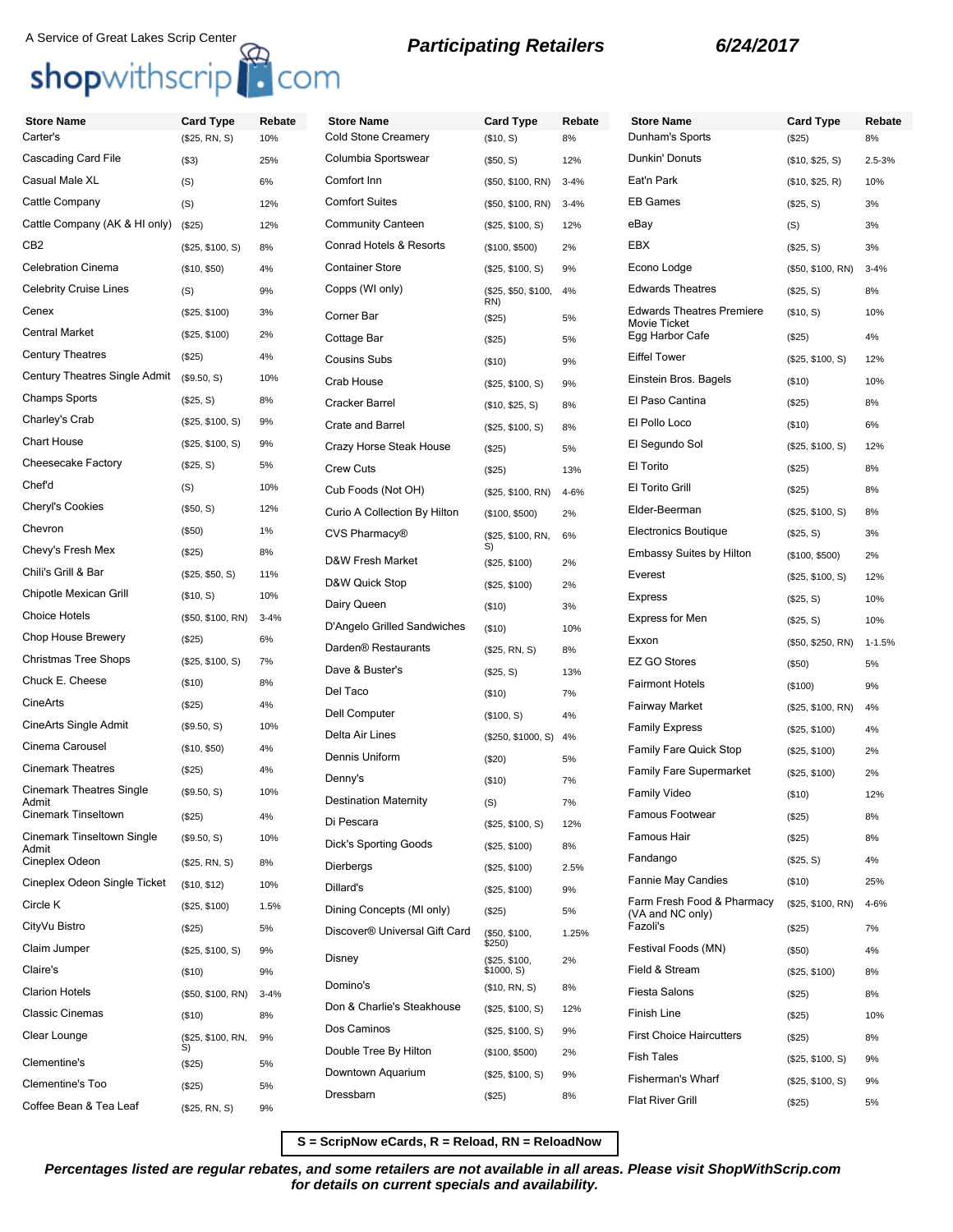A Service of Great Lakes Scrip Center

shopwithscrip.com

**_Participating Retailers_** **_6/24/2017_**

| Store Name | Card Type | Rebate |
|---|---|---|
| Carter's | ($25, RN, S) | 10% |
| Cascading Card File | ($3) | 25% |
| Casual Male XL | (S) | 6% |
| Cattle Company | (S) | 12% |
| Cattle Company (AK & HI only) | ($25) | 12% |
| CB2 | ($25, $100, S) | 8% |
| Celebration Cinema | ($10, $50) | 4% |
| Celebrity Cruise Lines | (S) | 9% |
| Cenex | ($25, $100) | 3% |
| Central Market | ($25, $100) | 2% |
| Century Theatres | ($25) | 4% |
| Century Theatres Single Admit | ($9.50, S) | 10% |
| Champs Sports | ($25, S) | 8% |
| Charley's Crab | ($25, $100, S) | 9% |
| Chart House | ($25, $100, S) | 9% |
| Cheesecake Factory | ($25, S) | 5% |
| Chef'd | (S) | 10% |
| Cheryl's Cookies | ($50, S) | 12% |
| Chevron | ($50) | 1% |
| Chevy's Fresh Mex | ($25) | 8% |
| Chili's Grill & Bar | ($25, $50, S) | 11% |
| Chipotle Mexican Grill | ($10, S) | 10% |
| Choice Hotels | ($50, $100, RN) | 3-4% |
| Chop House Brewery | ($25) | 6% |
| Christmas Tree Shops | ($25, $100, S) | 7% |
| Chuck E. Cheese | ($10) | 8% |
| CineArts | ($25) | 4% |
| CineArts Single Admit | ($9.50, S) | 10% |
| Cinema Carousel | ($10, $50) | 4% |
| Cinemark Theatres | ($25) | 4% |
| Cinemark Theatres Single Admit | ($9.50, S) | 10% |
| Cinemark Tinseltown | ($25) | 4% |
| Cinemark Tinseltown Single Admit | ($9.50, S) | 10% |
| Cineplex Odeon | ($25, RN, S) | 8% |
| Cineplex Odeon Single Ticket | ($10, $12) | 10% |
| Circle K | ($25, $100) | 1.5% |
| CityVu Bistro | ($25) | 5% |
| Claim Jumper | ($25, $100, S) | 9% |
| Claire's | ($10) | 9% |
| Clarion Hotels | ($50, $100, RN) | 3-4% |
| Classic Cinemas | ($10) | 8% |
| Clear Lounge | ($25, $100, RN, S) | 9% |
| Clementine's | ($25) | 5% |
| Clementine's Too | ($25) | 5% |
| Coffee Bean & Tea Leaf | ($25, RN, S) | 9% |
| Cold Stone Creamery | ($10, S) | 8% |
| Columbia Sportswear | ($50, S) | 12% |
| Comfort Inn | ($50, $100, RN) | 3-4% |
| Comfort Suites | ($50, $100, RN) | 3-4% |
| Community Canteen | ($25, $100, S) | 12% |
| Conrad Hotels & Resorts | ($100, $500) | 2% |
| Container Store | ($25, $100, S) | 9% |
| Copps (WI only) | ($25, $50, $100, RN) | 4% |
| Corner Bar | ($25) | 5% |
| Cottage Bar | ($25) | 5% |
| Cousins Subs | ($10) | 9% |
| Crab House | ($25, $100, S) | 9% |
| Cracker Barrel | ($10, $25, S) | 8% |
| Crate and Barrel | ($25, $100, S) | 8% |
| Crazy Horse Steak House | ($25) | 5% |
| Crew Cuts | ($25) | 13% |
| Cub Foods (Not OH) | ($25, $100, RN) | 4-6% |
| Curio A Collection By Hilton | ($100, $500) | 2% |
| CVS Pharmacy® | ($25, $100, RN, S) | 6% |
| D&W Fresh Market | ($25, $100) | 2% |
| D&W Quick Stop | ($25, $100) | 2% |
| Dairy Queen | ($10) | 3% |
| D'Angelo Grilled Sandwiches | ($10) | 10% |
| Darden® Restaurants | ($25, RN, S) | 8% |
| Dave & Buster's | ($25, S) | 13% |
| Del Taco | ($10) | 7% |
| Dell Computer | ($100, S) | 4% |
| Delta Air Lines | ($250, $1000, S) | 4% |
| Dennis Uniform | ($20) | 5% |
| Denny's | ($10) | 7% |
| Destination Maternity | (S) | 7% |
| Di Pescara | ($25, $100, S) | 12% |
| Dick's Sporting Goods | ($25, $100) | 8% |
| Dierbergs | ($25, $100) | 2.5% |
| Dillard's | ($25, $100) | 9% |
| Dining Concepts (MI only) | ($25) | 5% |
| Discover® Universal Gift Card | ($50, $100, $250) | 1.25% |
| Disney | ($25, $100, $1000, S) | 2% |
| Domino's | ($10, RN, S) | 8% |
| Don & Charlie's Steakhouse | ($25, $100, S) | 12% |
| Dos Caminos | ($25, $100, S) | 9% |
| Double Tree By Hilton | ($100, $500) | 2% |
| Downtown Aquarium | ($25, $100, S) | 9% |
| Dressbarn | ($25) | 8% |
| Dunham's Sports | ($25) | 8% |
| Dunkin' Donuts | ($10, $25, S) | 2.5-3% |
| Eat'n Park | ($10, $25, R) | 10% |
| EB Games | ($25, S) | 3% |
| eBay | (S) | 3% |
| EBX | ($25, S) | 3% |
| Econo Lodge | ($50, $100, RN) | 3-4% |
| Edwards Theatres | ($25, S) | 8% |
| Edwards Theatres Premiere Movie Ticket | ($10, S) | 10% |
| Egg Harbor Cafe | ($25) | 4% |
| Eiffel Tower | ($25, $100, S) | 12% |
| Einstein Bros. Bagels | ($10) | 10% |
| El Paso Cantina | ($25) | 8% |
| El Pollo Loco | ($10) | 6% |
| El Segundo Sol | ($25, $100, S) | 12% |
| El Torito | ($25) | 8% |
| El Torito Grill | ($25) | 8% |
| Elder-Beerman | ($25, $100, S) | 8% |
| Electronics Boutique | ($25, S) | 3% |
| Embassy Suites by Hilton | ($100, $500) | 2% |
| Everest | ($25, $100, S) | 12% |
| Express | ($25, S) | 10% |
| Express for Men | ($25, S) | 10% |
| Exxon | ($50, $250, RN) | 1-1.5% |
| EZ GO Stores | ($50) | 5% |
| Fairmont Hotels | ($100) | 9% |
| Fairway Market | ($25, $100, RN) | 4% |
| Family Express | ($25, $100) | 4% |
| Family Fare Quick Stop | ($25, $100) | 2% |
| Family Fare Supermarket | ($25, $100) | 2% |
| Family Video | ($10) | 12% |
| Famous Footwear | ($25) | 8% |
| Famous Hair | ($25) | 8% |
| Fandango | ($25, S) | 4% |
| Fannie May Candies | ($10) | 25% |
| Farm Fresh Food & Pharmacy (VA and NC only) | ($25, $100, RN) | 4-6% |
| Fazoli's | ($25) | 7% |
| Festival Foods (MN) | ($50) | 4% |
| Field & Stream | ($25, $100) | 8% |
| Fiesta Salons | ($25) | 8% |
| Finish Line | ($25) | 10% |
| First Choice Haircutters | ($25) | 8% |
| Fish Tales | ($25, $100, S) | 9% |
| Fisherman's Wharf | ($25, $100, S) | 9% |
| Flat River Grill | ($25) | 5% |

S = ScripNow eCards, R = Reload, RN = ReloadNow

**_Percentages listed are regular rebates, and some retailers are not available in all areas. Please visit ShopWithScrip.com for details on current specials and availability._**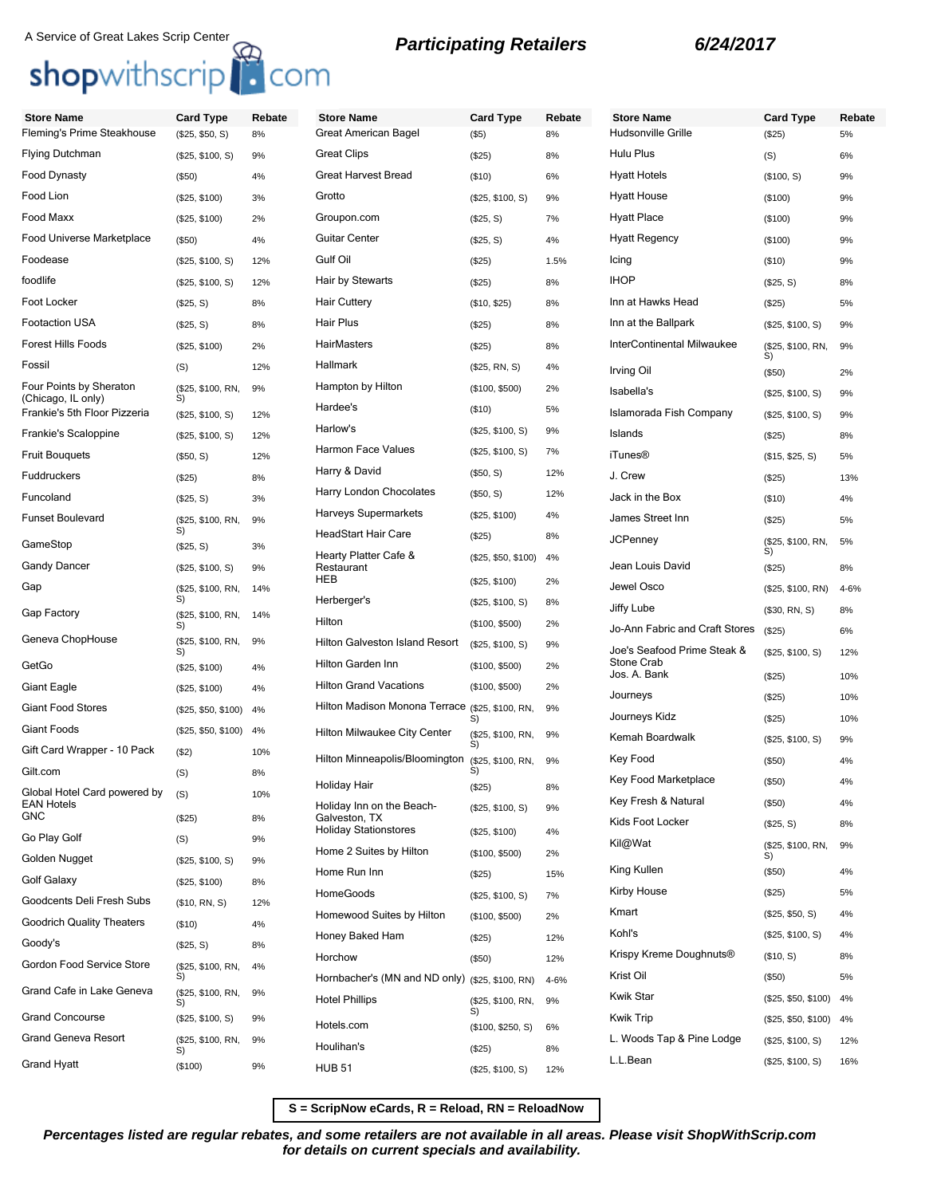A Service of Great Lakes Scrip Center

shopwithscrip.com

## Participating Retailers

**6/24/2017**

| Store Name | Card Type | Rebate |
|---|---|---|
| Fleming's Prime Steakhouse | ($25, $50, S) | 8% |
| Flying Dutchman | ($25, $100, S) | 9% |
| Food Dynasty | ($50) | 4% |
| Food Lion | ($25, $100) | 3% |
| Food Maxx | ($25, $100) | 2% |
| Food Universe Marketplace | ($50) | 4% |
| Foodease | ($25, $100, S) | 12% |
| foodlife | ($25, $100, S) | 12% |
| Foot Locker | ($25, S) | 8% |
| Footaction USA | ($25, S) | 8% |
| Forest Hills Foods | ($25, $100) | 2% |
| Fossil | (S) | 12% |
| Four Points by Sheraton (Chicago, IL only) | ($25, $100, RN, S) | 9% |
| Frankie's 5th Floor Pizzeria | ($25, $100, S) | 12% |
| Frankie's Scaloppine | ($25, $100, S) | 12% |
| Fruit Bouquets | ($50, S) | 12% |
| Fuddruckers | ($25) | 8% |
| Funcoland | ($25, S) | 3% |
| Funset Boulevard | ($25, $100, RN, S) | 9% |
| GameStop | ($25, S) | 3% |
| Gandy Dancer | ($25, $100, S) | 9% |
| Gap | ($25, $100, RN, S) | 14% |
| Gap Factory | ($25, $100, RN, S) | 14% |
| Geneva ChopHouse | ($25, $100, RN, S) | 9% |
| GetGo | ($25, $100) | 4% |
| Giant Eagle | ($25, $100) | 4% |
| Giant Food Stores | ($25, $50, $100) | 4% |
| Giant Foods | ($25, $50, $100) | 4% |
| Gift Card Wrapper - 10 Pack | ($2) | 10% |
| Gilt.com | (S) | 8% |
| Global Hotel Card powered by EAN Hotels | (S) | 10% |
| GNC | ($25) | 8% |
| Go Play Golf | (S) | 9% |
| Golden Nugget | ($25, $100, S) | 9% |
| Golf Galaxy | ($25, $100) | 8% |
| Goodcents Deli Fresh Subs | ($10, RN, S) | 12% |
| Goodrich Quality Theaters | ($10) | 4% |
| Goody's | ($25, S) | 8% |
| Gordon Food Service Store | ($25, $100, RN, S) | 4% |
| Grand Cafe in Lake Geneva | ($25, $100, RN, S) | 9% |
| Grand Concourse | ($25, $100, S) | 9% |
| Grand Geneva Resort | ($25, $100, RN, S) | 9% |
| Grand Hyatt | ($100) | 9% |
| Great American Bagel | ($5) | 8% |
| Great Clips | ($25) | 8% |
| Great Harvest Bread | ($10) | 6% |
| Grotto | ($25, $100, S) | 9% |
| Groupon.com | ($25, S) | 7% |
| Guitar Center | ($25, S) | 4% |
| Gulf Oil | ($25) | 1.5% |
| Hair by Stewarts | ($25) | 8% |
| Hair Cuttery | ($10, $25) | 8% |
| Hair Plus | ($25) | 8% |
| HairMasters | ($25) | 8% |
| Hallmark | ($25, RN, S) | 4% |
| Hampton by Hilton | ($100, $500) | 2% |
| Hardee's | ($10) | 5% |
| Harlow's | ($25, $100, S) | 9% |
| Harmon Face Values | ($25, $100, S) | 7% |
| Harry & David | ($50, S) | 12% |
| Harry London Chocolates | ($50, S) | 12% |
| Harveys Supermarkets | ($25, $100) | 4% |
| HeadStart Hair Care | ($25) | 8% |
| Hearty Platter Cafe & Restaurant | ($25, $50, $100) | 4% |
| HEB | ($25, $100) | 2% |
| Herberger's | ($25, $100, S) | 8% |
| Hilton | ($100, $500) | 2% |
| Hilton Galveston Island Resort | ($25, $100, S) | 9% |
| Hilton Garden Inn | ($100, $500) | 2% |
| Hilton Grand Vacations | ($100, $500) | 2% |
| Hilton Madison Monona Terrace | ($25, $100, RN, S) | 9% |
| Hilton Milwaukee City Center | ($25, $100, RN, S) | 9% |
| Hilton Minneapolis/Bloomington | ($25, $100, RN, S) | 9% |
| Holiday Hair | ($25) | 8% |
| Holiday Inn on the Beach-Galveston, TX | ($25, $100, S) | 9% |
| Holiday Stationstores | ($25, $100) | 4% |
| Home 2 Suites by Hilton | ($100, $500) | 2% |
| Home Run Inn | ($25) | 15% |
| HomeGoods | ($25, $100, S) | 7% |
| Homewood Suites by Hilton | ($100, $500) | 2% |
| Honey Baked Ham | ($25) | 12% |
| Horchow | ($50) | 12% |
| Hornbacher's (MN and ND only) | ($25, $100, RN) | 4-6% |
| Hotel Phillips | ($25, $100, RN, S) | 9% |
| Hotels.com | ($100, $250, S) | 6% |
| Houlihan's | ($25) | 8% |
| HUB 51 | ($25, $100, S) | 12% |
| Hudsonville Grille | ($25) | 5% |
| Hulu Plus | (S) | 6% |
| Hyatt Hotels | ($100, S) | 9% |
| Hyatt House | ($100) | 9% |
| Hyatt Place | ($100) | 9% |
| Hyatt Regency | ($100) | 9% |
| Icing | ($10) | 9% |
| IHOP | ($25, S) | 8% |
| Inn at Hawks Head | ($25) | 5% |
| Inn at the Ballpark | ($25, $100, S) | 9% |
| InterContinental Milwaukee | ($25, $100, RN, S) | 9% |
| Irving Oil | ($50) | 2% |
| Isabella's | ($25, $100, S) | 9% |
| Islamorada Fish Company | ($25, $100, S) | 9% |
| Islands | ($25) | 8% |
| iTunes® | ($15, $25, S) | 5% |
| J. Crew | ($25) | 13% |
| Jack in the Box | ($10) | 4% |
| James Street Inn | ($25) | 5% |
| JCPenney | ($25, $100, RN, S) | 5% |
| Jean Louis David | ($25) | 8% |
| Jewel Osco | ($25, $100, RN) | 4-6% |
| Jiffy Lube | ($30, RN, S) | 8% |
| Jo-Ann Fabric and Craft Stores | ($25) | 6% |
| Joe's Seafood Prime Steak & Stone Crab | ($25, $100, S) | 12% |
| Jos. A. Bank | ($25) | 10% |
| Journeys | ($25) | 10% |
| Journeys Kidz | ($25) | 10% |
| Kemah Boardwalk | ($25, $100, S) | 9% |
| Key Food | ($50) | 4% |
| Key Food Marketplace | ($50) | 4% |
| Key Fresh & Natural | ($50) | 4% |
| Kids Foot Locker | ($25, S) | 8% |
| Kil@Wat | ($25, $100, RN, S) | 9% |
| King Kullen | ($50) | 4% |
| Kirby House | ($25) | 5% |
| Kmart | ($25, $50, S) | 4% |
| Kohl's | ($25, $100, S) | 4% |
| Krispy Kreme Doughnuts® | ($10, S) | 8% |
| Krist Oil | ($50) | 5% |
| Kwik Star | ($25, $50, $100) | 4% |
| Kwik Trip | ($25, $50, $100) | 4% |
| L. Woods Tap & Pine Lodge | ($25, $100, S) | 12% |
| L.L.Bean | ($25, $100, S) | 16% |

**S = ScripNow eCards, R = Reload, RN = ReloadNow**

***Percentages listed are regular rebates, and some retailers are not available in all areas. Please visit ShopWithScrip.com for details on current specials and availability.***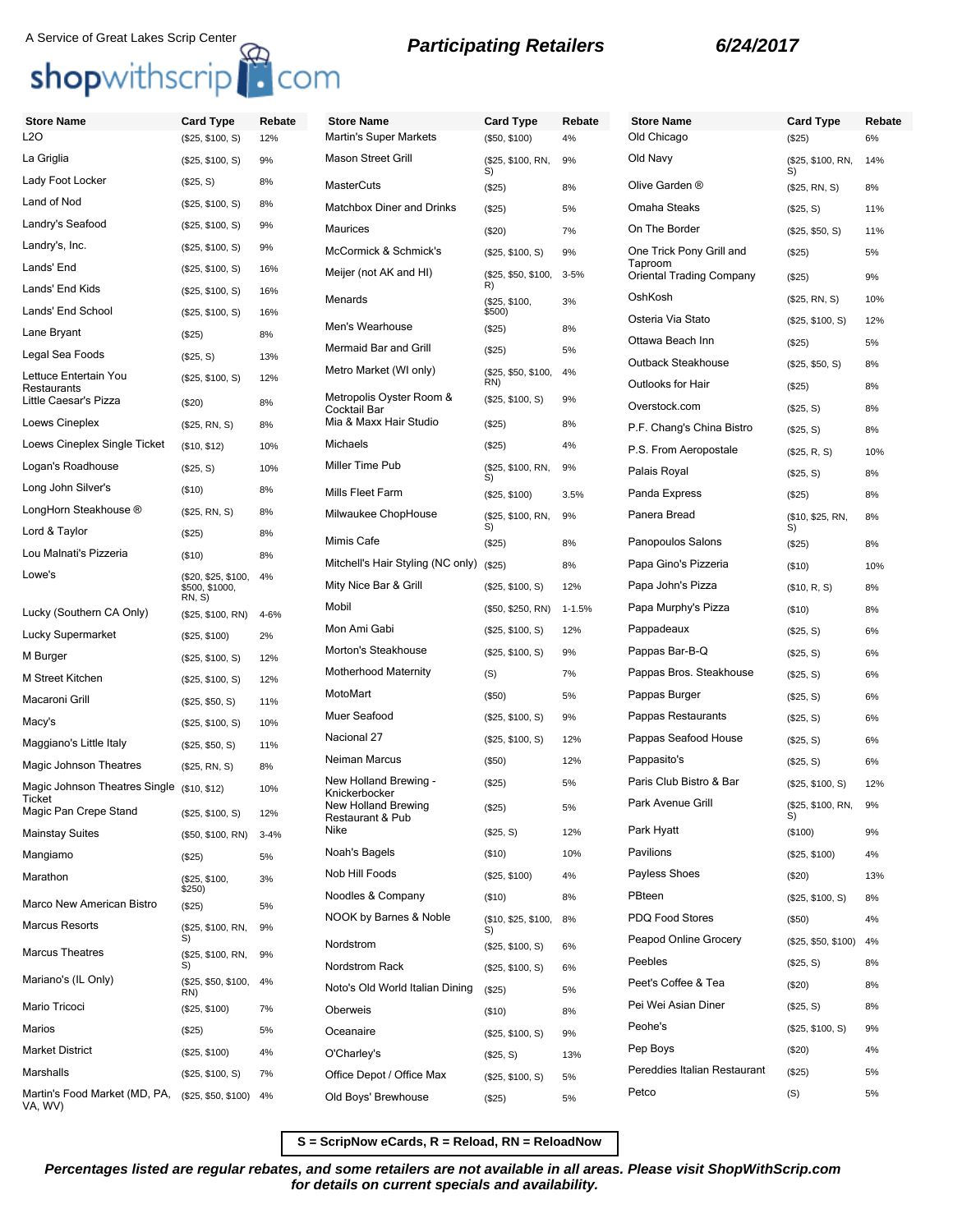A Service of Great Lakes Scrip Center

shopwithscrip.com

**Participating Retailers** **6/24/2017**

| Store Name | Card Type | Rebate |
|---|---|---|
| L2O | ($25, $100, S) | 12% |
| La Griglia | ($25, $100, S) | 9% |
| Lady Foot Locker | ($25, S) | 8% |
| Land of Nod | ($25, $100, S) | 8% |
| Landry's Seafood | ($25, $100, S) | 9% |
| Landry's, Inc. | ($25, $100, S) | 9% |
| Lands' End | ($25, $100, S) | 16% |
| Lands' End Kids | ($25, $100, S) | 16% |
| Lands' End School | ($25, $100, S) | 16% |
| Lane Bryant | ($25) | 8% |
| Legal Sea Foods | ($25, S) | 13% |
| Lettuce Entertain You Restaurants | ($25, $100, S) | 12% |
| Little Caesar's Pizza | ($20) | 8% |
| Loews Cineplex | ($25, RN, S) | 8% |
| Loews Cineplex Single Ticket | ($10, $12) | 10% |
| Logan's Roadhouse | ($25, S) | 10% |
| Long John Silver's | ($10) | 8% |
| LongHorn Steakhouse ® | ($25, RN, S) | 8% |
| Lord & Taylor | ($25) | 8% |
| Lou Malnati's Pizzeria | ($10) | 8% |
| Lowe's | ($20, $25, $100, $500, $1000, RN, S) | 4% |
| Lucky (Southern CA Only) | ($25, $100, RN) | 4-6% |
| Lucky Supermarket | ($25, $100) | 2% |
| M Burger | ($25, $100, S) | 12% |
| M Street Kitchen | ($25, $100, S) | 12% |
| Macaroni Grill | ($25, $50, S) | 11% |
| Macy's | ($25, $100, S) | 10% |
| Maggiano's Little Italy | ($25, $50, S) | 11% |
| Magic Johnson Theatres | ($25, RN, S) | 8% |
| Magic Johnson Theatres Single Ticket | ($10, $12) | 10% |
| Magic Pan Crepe Stand | ($25, $100, S) | 12% |
| Mainstay Suites | ($50, $100, RN) | 3-4% |
| Mangiamo | ($25) | 5% |
| Marathon | ($25, $100, $250) | 3% |
| Marco New American Bistro | ($25) | 5% |
| Marcus Resorts | ($25, $100, RN, S) | 9% |
| Marcus Theatres | ($25, $100, RN, S) | 9% |
| Mariano's (IL Only) | ($25, $50, $100, RN) | 4% |
| Mario Tricoci | ($25, $100) | 7% |
| Marios | ($25) | 5% |
| Market District | ($25, $100) | 4% |
| Marshalls | ($25, $100, S) | 7% |
| Martin's Food Market (MD, PA, VA, WV) | ($25, $50, $100) | 4% |
| Martin's Super Markets | ($50, $100) | 4% |
| Mason Street Grill | ($25, $100, RN, S) | 9% |
| MasterCuts | ($25) | 8% |
| Matchbox Diner and Drinks | ($25) | 5% |
| Maurices | ($20) | 7% |
| McCormick & Schmick's | ($25, $100, S) | 9% |
| Meijer (not AK and HI) | ($25, $50, $100, R) | 3-5% |
| Menards | ($25, $100, $500) | 3% |
| Men's Wearhouse | ($25) | 8% |
| Mermaid Bar and Grill | ($25) | 5% |
| Metro Market (WI only) | ($25, $50, $100, RN) | 4% |
| Metropolis Oyster Room & Cocktail Bar | ($25, $100, S) | 9% |
| Mia & Maxx Hair Studio | ($25) | 8% |
| Michaels | ($25) | 4% |
| Miller Time Pub | ($25, $100, RN, S) | 9% |
| Mills Fleet Farm | ($25, $100) | 3.5% |
| Milwaukee ChopHouse | ($25, $100, RN, S) | 9% |
| Mimis Cafe | ($25) | 8% |
| Mitchell's Hair Styling (NC only) | ($25) | 8% |
| Mity Nice Bar & Grill | ($25, $100, S) | 12% |
| Mobil | ($50, $250, RN) | 1-1.5% |
| Mon Ami Gabi | ($25, $100, S) | 12% |
| Morton's Steakhouse | ($25, $100, S) | 9% |
| Motherhood Maternity | (S) | 7% |
| MotoMart | ($50) | 5% |
| Muer Seafood | ($25, $100, S) | 9% |
| Nacional 27 | ($25, $100, S) | 12% |
| Neiman Marcus | ($50) | 12% |
| New Holland Brewing - Knickerbocker | ($25) | 5% |
| New Holland Brewing Restaurant & Pub | ($25) | 5% |
| Nike | ($25, S) | 12% |
| Noah's Bagels | ($10) | 10% |
| Nob Hill Foods | ($25, $100) | 4% |
| Noodles & Company | ($10) | 8% |
| NOOK by Barnes & Noble | ($10, $25, $100, S) | 8% |
| Nordstrom | ($25, $100, S) | 6% |
| Nordstrom Rack | ($25, $100, S) | 6% |
| Noto's Old World Italian Dining | ($25) | 5% |
| Oberweis | ($10) | 8% |
| Oceanaire | ($25, $100, S) | 9% |
| O'Charley's | ($25, S) | 13% |
| Office Depot / Office Max | ($25, $100, S) | 5% |
| Old Boys' Brewhouse | ($25) | 5% |
| Old Chicago | ($25) | 6% |
| Old Navy | ($25, $100, RN, S) | 14% |
| Olive Garden ® | ($25, RN, S) | 8% |
| Omaha Steaks | ($25, S) | 11% |
| On The Border | ($25, $50, S) | 11% |
| One Trick Pony Grill and Taproom | ($25) | 5% |
| Oriental Trading Company | ($25) | 9% |
| OshKosh | ($25, RN, S) | 10% |
| Osteria Via Stato | ($25, $100, S) | 12% |
| Ottawa Beach Inn | ($25) | 5% |
| Outback Steakhouse | ($25, $50, S) | 8% |
| Outlooks for Hair | ($25) | 8% |
| Overstock.com | ($25, S) | 8% |
| P.F. Chang's China Bistro | ($25, S) | 8% |
| P.S. From Aeropostale | ($25, R, S) | 10% |
| Palais Royal | ($25, S) | 8% |
| Panda Express | ($25) | 8% |
| Panera Bread | ($10, $25, RN, S) | 8% |
| Panopoulos Salons | ($25) | 8% |
| Papa Gino's Pizzeria | ($10) | 10% |
| Papa John's Pizza | ($10, R, S) | 8% |
| Papa Murphy's Pizza | ($10) | 8% |
| Pappadeaux | ($25, S) | 6% |
| Pappas Bar-B-Q | ($25, S) | 6% |
| Pappas Bros. Steakhouse | ($25, S) | 6% |
| Pappas Burger | ($25, S) | 6% |
| Pappas Restaurants | ($25, S) | 6% |
| Pappas Seafood House | ($25, S) | 6% |
| Pappasito's | ($25, S) | 6% |
| Paris Club Bistro & Bar | ($25, $100, S) | 12% |
| Park Avenue Grill | ($25, $100, RN, S) | 9% |
| Park Hyatt | ($100) | 9% |
| Pavilions | ($25, $100) | 4% |
| Payless Shoes | ($20) | 13% |
| PBteen | ($25, $100, S) | 8% |
| PDQ Food Stores | ($50) | 4% |
| Peapod Online Grocery | ($25, $50, $100) | 4% |
| Peebles | ($25, S) | 8% |
| Peet's Coffee & Tea | ($20) | 8% |
| Pei Wei Asian Diner | ($25, S) | 8% |
| Peohe's | ($25, $100, S) | 9% |
| Pep Boys | ($20) | 4% |
| Pereddies Italian Restaurant | ($25) | 5% |
| Petco | (S) | 5% |

S = ScripNow eCards, R = Reload, RN = ReloadNow

***Percentages listed are regular rebates, and some retailers are not available in all areas. Please visit ShopWithScrip.com for details on current specials and availability.***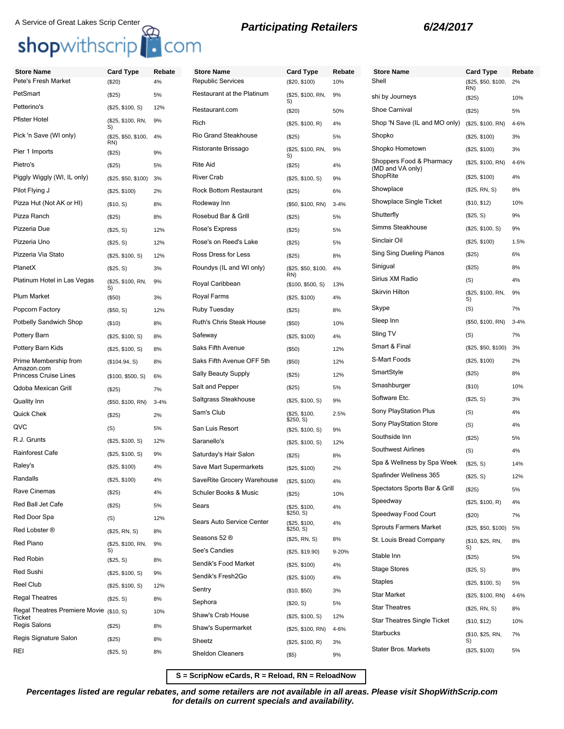A Service of Great Lakes Scrip Center

shopwithscrip.com

## Participating Retailers

**6/24/2017**

| Store Name | Card Type | Rebate |
|---|---|---|
| Pete's Fresh Market | ($20) | 4% |
| PetSmart | ($25) | 5% |
| Petterino's | ($25, $100, S) | 12% |
| Pfister Hotel | ($25, $100, RN, S) | 9% |
| Pick 'n Save (WI only) | ($25, $50, $100, RN) | 4% |
| Pier 1 Imports | ($25) | 9% |
| Pietro's | ($25) | 5% |
| Piggly Wiggly (WI, IL only) | ($25, $50, $100) | 3% |
| Pilot Flying J | ($25, $100) | 2% |
| Pizza Hut (Not AK or HI) | ($10, S) | 8% |
| Pizza Ranch | ($25) | 8% |
| Pizzeria Due | ($25, S) | 12% |
| Pizzeria Uno | ($25, S) | 12% |
| Pizzeria Via Stato | ($25, $100, S) | 12% |
| PlanetX | ($25, S) | 3% |
| Platinum Hotel in Las Vegas | ($25, $100, RN, S) | 9% |
| Plum Market | ($50) | 3% |
| Popcorn Factory | ($50, S) | 12% |
| Potbelly Sandwich Shop | ($10) | 8% |
| Pottery Barn | ($25, $100, S) | 8% |
| Pottery Barn Kids | ($25, $100, S) | 8% |
| Prime Membership from Amazon.com | ($104.94, S) | 8% |
| Princess Cruise Lines | ($100, $500, S) | 6% |
| Qdoba Mexican Grill | ($25) | 7% |
| Quality Inn | ($50, $100, RN) | 3-4% |
| Quick Chek | ($25) | 2% |
| QVC | (S) | 5% |
| R.J. Grunts | ($25, $100, S) | 12% |
| Rainforest Cafe | ($25, $100, S) | 9% |
| Raley's | ($25, $100) | 4% |
| Randalls | ($25, $100) | 4% |
| Rave Cinemas | ($25) | 4% |
| Red Ball Jet Cafe | ($25) | 5% |
| Red Door Spa | (S) | 12% |
| Red Lobster ® | ($25, RN, S) | 8% |
| Red Piano | ($25, $100, RN, S) | 9% |
| Red Robin | ($25, S) | 8% |
| Red Sushi | ($25, $100, S) | 9% |
| Reel Club | ($25, $100, S) | 12% |
| Regal Theatres | ($25, S) | 8% |
| Regal Theatres Premiere Movie Ticket | ($10, S) | 10% |
| Regis Salons | ($25) | 8% |
| Regis Signature Salon | ($25) | 8% |
| REI | ($25, S) | 8% |
| Republic Services | ($20, $100) | 10% |
| Restaurant at the Platinum | ($25, $100, RN, S) | 9% |
| Restaurant.com | ($20) | 50% |
| Rich | ($25, $100, R) | 4% |
| Rio Grand Steakhouse | ($25) | 5% |
| Ristorante Brissago | ($25, $100, RN, S) | 9% |
| Rite Aid | ($25) | 4% |
| River Crab | ($25, $100, S) | 9% |
| Rock Bottom Restaurant | ($25) | 6% |
| Rodeway Inn | ($50, $100, RN) | 3-4% |
| Rosebud Bar & Grill | ($25) | 5% |
| Rose's Express | ($25) | 5% |
| Rose's on Reed's Lake | ($25) | 5% |
| Ross Dress for Less | ($25) | 8% |
| Roundys (IL and WI only) | ($25, $50, $100, RN) | 4% |
| Royal Caribbean | ($100, $500, S) | 13% |
| Royal Farms | ($25, $100) | 4% |
| Ruby Tuesday | ($25) | 8% |
| Ruth's Chris Steak House | ($50) | 10% |
| Safeway | ($25, $100) | 4% |
| Saks Fifth Avenue | ($50) | 12% |
| Saks Fifth Avenue OFF 5th | ($50) | 12% |
| Sally Beauty Supply | ($25) | 12% |
| Salt and Pepper | ($25) | 5% |
| Saltgrass Steakhouse | ($25, $100, S) | 9% |
| Sam's Club | ($25, $100, $250, S) | 2.5% |
| San Luis Resort | ($25, $100, S) | 9% |
| Saranello's | ($25, $100, S) | 12% |
| Saturday's Hair Salon | ($25) | 8% |
| Save Mart Supermarkets | ($25, $100) | 2% |
| SaveRite Grocery Warehouse | ($25, $100) | 4% |
| Schuler Books & Music | ($25) | 10% |
| Sears | ($25, $100, $250, S) | 4% |
| Sears Auto Service Center | ($25, $100, $250, S) | 4% |
| Seasons 52 ® | ($25, RN, S) | 8% |
| See's Candies | ($25, $19.90) | 9-20% |
| Sendik's Food Market | ($25, $100) | 4% |
| Sendik's Fresh2Go | ($25, $100) | 4% |
| Sentry | ($10, $50) | 3% |
| Sephora | ($20, S) | 5% |
| Shaw's Crab House | ($25, $100, S) | 12% |
| Shaw's Supermarket | ($25, $100, RN) | 4-6% |
| Sheetz | ($25, $100, R) | 3% |
| Sheldon Cleaners | ($5) | 9% |
| Shell | ($25, $50, $100, RN) | 2% |
| shi by Journeys | ($25) | 10% |
| Shoe Carnival | ($25) | 5% |
| Shop 'N Save (IL and MO only) | ($25, $100, RN) | 4-6% |
| Shopko | ($25, $100) | 3% |
| Shopko Hometown | ($25, $100) | 3% |
| Shoppers Food & Pharmacy (MD and VA only) | ($25, $100, RN) | 4-6% |
| ShopRite | ($25, $100) | 4% |
| Showplace | ($25, RN, S) | 8% |
| Showplace Single Ticket | ($10, $12) | 10% |
| Shutterfly | ($25, S) | 9% |
| Simms Steakhouse | ($25, $100, S) | 9% |
| Sinclair Oil | ($25, $100) | 1.5% |
| Sing Sing Dueling Pianos | ($25) | 6% |
| Sinigual | ($25) | 8% |
| Sirius XM Radio | (S) | 4% |
| Skirvin Hilton | ($25, $100, RN, S) | 9% |
| Skype | (S) | 7% |
| Sleep Inn | ($50, $100, RN) | 3-4% |
| Sling TV | (S) | 7% |
| Smart & Final | ($25, $50, $100) | 3% |
| S-Mart Foods | ($25, $100) | 2% |
| SmartStyle | ($25) | 8% |
| Smashburger | ($10) | 10% |
| Software Etc. | ($25, S) | 3% |
| Sony PlayStation Plus | (S) | 4% |
| Sony PlayStation Store | (S) | 4% |
| Southside Inn | ($25) | 5% |
| Southwest Airlines | (S) | 4% |
| Spa & Wellness by Spa Week | ($25, S) | 14% |
| Spafinder Wellness 365 | ($25, S) | 12% |
| Spectators Sports Bar & Grill | ($25) | 5% |
| Speedway | ($25, $100, R) | 4% |
| Speedway Food Court | ($20) | 7% |
| Sprouts Farmers Market | ($25, $50, $100) | 5% |
| St. Louis Bread Company | ($10, $25, RN, S) | 8% |
| Stable Inn | ($25) | 5% |
| Stage Stores | ($25, S) | 8% |
| Staples | ($25, $100, S) | 5% |
| Star Market | ($25, $100, RN) | 4-6% |
| Star Theatres | ($25, RN, S) | 8% |
| Star Theatres Single Ticket | ($10, $12) | 10% |
| Starbucks | ($10, $25, RN, S) | 7% |
| Stater Bros. Markets | ($25, $100) | 5% |

**S = ScripNow eCards, R = Reload, RN = ReloadNow**

***Percentages listed are regular rebates, and some retailers are not available in all areas. Please visit ShopWithScrip.com for details on current specials and availability.***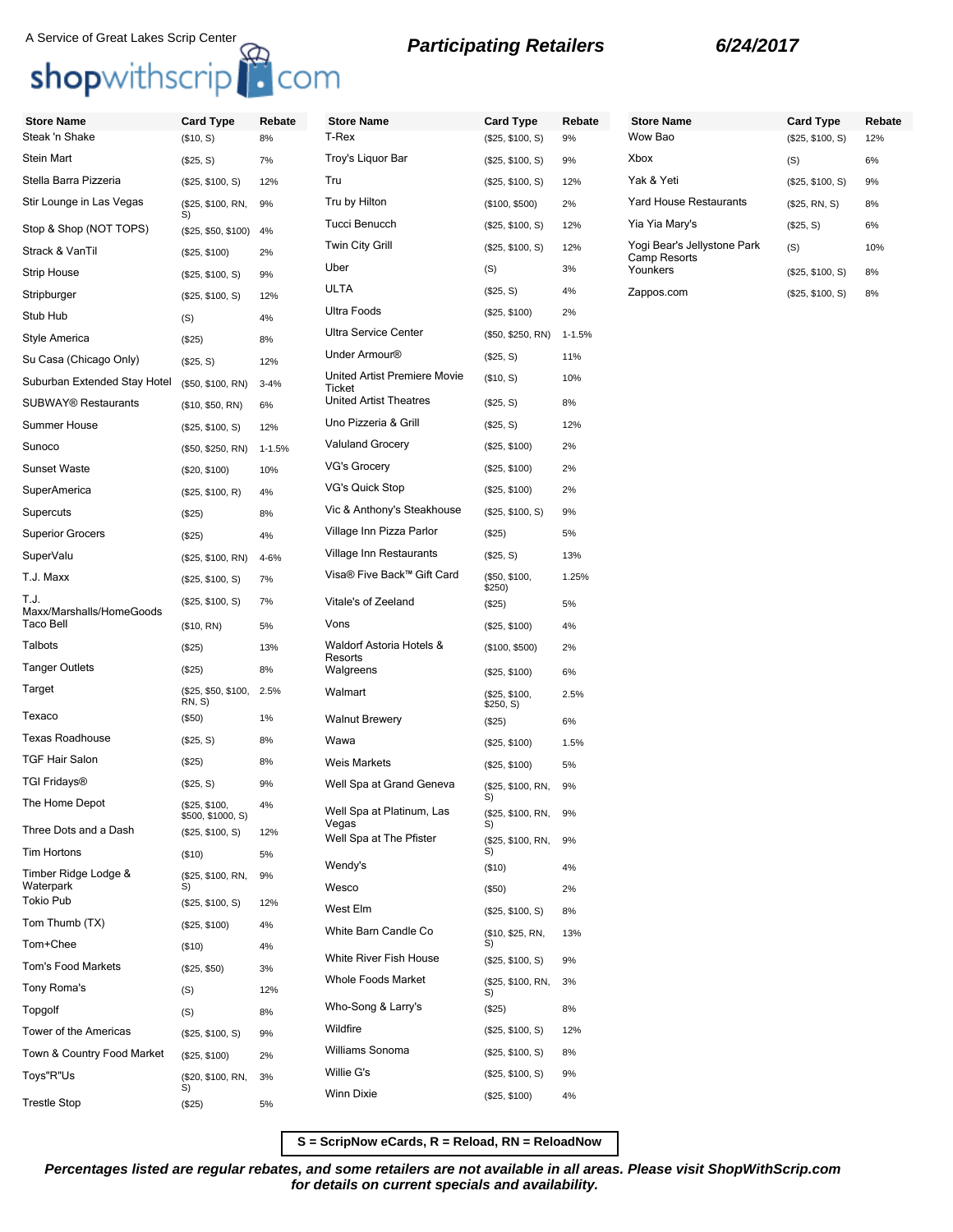A Service of Great Lakes Scrip Center

shopwithscrip.com

**Participating Retailers** **6/24/2017**

| Store Name | Card Type | Rebate |
|---|---|---|
| Steak 'n Shake | ($10, S) | 8% |
| Stein Mart | ($25, S) | 7% |
| Stella Barra Pizzeria | ($25, $100, S) | 12% |
| Stir Lounge in Las Vegas | ($25, $100, RN, S) | 9% |
| Stop & Shop (NOT TOPS) | ($25, $50, $100) | 4% |
| Strack & VanTil | ($25, $100) | 2% |
| Strip House | ($25, $100, S) | 9% |
| Stripburger | ($25, $100, S) | 12% |
| Stub Hub | (S) | 4% |
| Style America | ($25) | 8% |
| Su Casa (Chicago Only) | ($25, S) | 12% |
| Suburban Extended Stay Hotel | ($50, $100, RN) | 3-4% |
| SUBWAY® Restaurants | ($10, $50, RN) | 6% |
| Summer House | ($25, $100, S) | 12% |
| Sunoco | ($50, $250, RN) | 1-1.5% |
| Sunset Waste | ($20, $100) | 10% |
| SuperAmerica | ($25, $100, R) | 4% |
| Supercuts | ($25) | 8% |
| Superior Grocers | ($25) | 4% |
| SuperValu | ($25, $100, RN) | 4-6% |
| T.J. Maxx | ($25, $100, S) | 7% |
| T.J. Maxx/Marshalls/HomeGoods | ($25, $100, S) | 7% |
| Taco Bell | ($10, RN) | 5% |
| Talbots | ($25) | 13% |
| Tanger Outlets | ($25) | 8% |
| Target | ($25, $50, $100, RN, S) | 2.5% |
| Texaco | ($50) | 1% |
| Texas Roadhouse | ($25, S) | 8% |
| TGF Hair Salon | ($25) | 8% |
| TGI Fridays® | ($25, S) | 9% |
| The Home Depot | ($25, $100, $500, $1000, S) | 4% |
| Three Dots and a Dash | ($25, $100, S) | 12% |
| Tim Hortons | ($10) | 5% |
| Timber Ridge Lodge & Waterpark | ($25, $100, RN, S) | 9% |
| Tokio Pub | ($25, $100, S) | 12% |
| Tom Thumb (TX) | ($25, $100) | 4% |
| Tom+Chee | ($10) | 4% |
| Tom's Food Markets | ($25, $50) | 3% |
| Tony Roma's | (S) | 12% |
| Topgolf | (S) | 8% |
| Tower of the Americas | ($25, $100, S) | 9% |
| Town & Country Food Market | ($25, $100) | 2% |
| Toys"R"Us | ($20, $100, RN, S) | 3% |
| Trestle Stop | ($25) | 5% |
| T-Rex | ($25, $100, S) | 9% |
| Troy's Liquor Bar | ($25, $100, S) | 9% |
| Tru | ($25, $100, S) | 12% |
| Tru by Hilton | ($100, $500) | 2% |
| Tucci Benucch | ($25, $100, S) | 12% |
| Twin City Grill | ($25, $100, S) | 12% |
| Uber | (S) | 3% |
| ULTA | ($25, S) | 4% |
| Ultra Foods | ($25, $100) | 2% |
| Ultra Service Center | ($50, $250, RN) | 1-1.5% |
| Under Armour® | ($25, S) | 11% |
| United Artist Premiere Movie Ticket | ($10, S) | 10% |
| United Artist Theatres | ($25, S) | 8% |
| Uno Pizzeria & Grill | ($25, S) | 12% |
| Valuland Grocery | ($25, $100) | 2% |
| VG's Grocery | ($25, $100) | 2% |
| VG's Quick Stop | ($25, $100) | 2% |
| Vic & Anthony's Steakhouse | ($25, $100, S) | 9% |
| Village Inn Pizza Parlor | ($25) | 5% |
| Village Inn Restaurants | ($25, S) | 13% |
| Visa® Five Back™ Gift Card | ($50, $100, $250) | 1.25% |
| Vitale's of Zeeland | ($25) | 5% |
| Vons | ($25, $100) | 4% |
| Waldorf Astoria Hotels & Resorts | ($100, $500) | 2% |
| Walgreens | ($25, $100) | 6% |
| Walmart | ($25, $100, $250, S) | 2.5% |
| Walnut Brewery | ($25) | 6% |
| Wawa | ($25, $100) | 1.5% |
| Weis Markets | ($25, $100) | 5% |
| Well Spa at Grand Geneva | ($25, $100, RN, S) | 9% |
| Well Spa at Platinum, Las Vegas | ($25, $100, RN, S) | 9% |
| Well Spa at The Pfister | ($25, $100, RN, S) | 9% |
| Wendy's | ($10) | 4% |
| Wesco | ($50) | 2% |
| West Elm | ($25, $100, S) | 8% |
| White Barn Candle Co | ($10, $25, RN, S) | 13% |
| White River Fish House | ($25, $100, S) | 9% |
| Whole Foods Market | ($25, $100, RN, S) | 3% |
| Who-Song & Larry's | ($25) | 8% |
| Wildfire | ($25, $100, S) | 12% |
| Williams Sonoma | ($25, $100, S) | 8% |
| Willie G's | ($25, $100, S) | 9% |
| Winn Dixie | ($25, $100) | 4% |
| Wow Bao | ($25, $100, S) | 12% |
| Xbox | (S) | 6% |
| Yak & Yeti | ($25, $100, S) | 9% |
| Yard House Restaurants | ($25, RN, S) | 8% |
| Yia Yia Mary's | ($25, S) | 6% |
| Yogi Bear's Jellystone Park Camp Resorts | (S) | 10% |
| Younkers | ($25, $100, S) | 8% |
| Zappos.com | ($25, $100, S) | 8% |

**S = ScripNow eCards, R = Reload, RN = ReloadNow**

***Percentages listed are regular rebates, and some retailers are not available in all areas. Please visit ShopWithScrip.com for details on current specials and availability.***